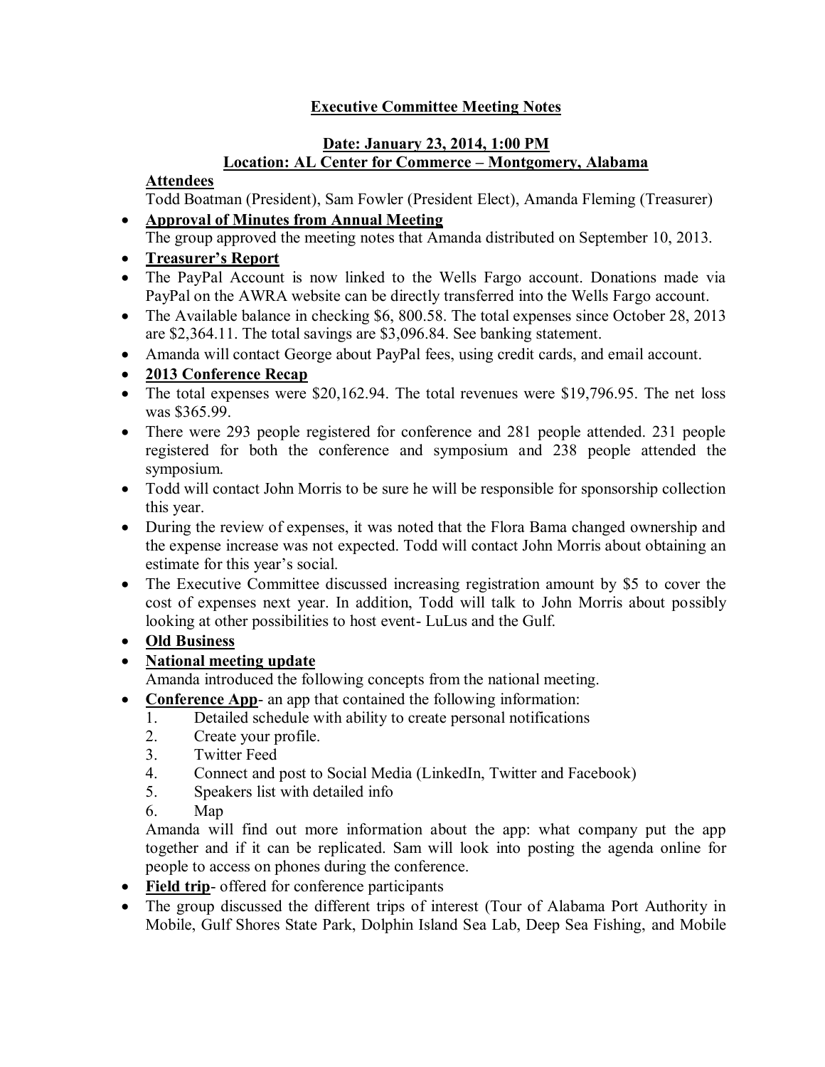# Executive Committee Meeting Notes

## Date: January 23, 2014, 1:00 PM
## Location: AL Center for Commerce – Montgomery, Alabama

**Attendees**

Todd Boatman (President), Sam Fowler (President Elect), Amanda Fleming (Treasurer)

- **Approval of Minutes from Annual Meeting**
  The group approved the meeting notes that Amanda distributed on September 10, 2013.
- **Treasurer's Report**
- The PayPal Account is now linked to the Wells Fargo account. Donations made via PayPal on the AWRA website can be directly transferred into the Wells Fargo account.
- The Available balance in checking $6, 800.58. The total expenses since October 28, 2013 are $2,364.11. The total savings are $3,096.84. See banking statement.
- Amanda will contact George about PayPal fees, using credit cards, and email account.
- **2013 Conference Recap**
- The total expenses were $20,162.94. The total revenues were $19,796.95. The net loss was $365.99.
- There were 293 people registered for conference and 281 people attended. 231 people registered for both the conference and symposium and 238 people attended the symposium.
- Todd will contact John Morris to be sure he will be responsible for sponsorship collection this year.
- During the review of expenses, it was noted that the Flora Bama changed ownership and the expense increase was not expected. Todd will contact John Morris about obtaining an estimate for this year's social.
- The Executive Committee discussed increasing registration amount by $5 to cover the cost of expenses next year. In addition, Todd will talk to John Morris about possibly looking at other possibilities to host event- LuLus and the Gulf.
- **Old Business**
- **National meeting update**
  Amanda introduced the following concepts from the national meeting.
- **Conference App**- an app that contained the following information:
  1. Detailed schedule with ability to create personal notifications
  2. Create your profile.
  3. Twitter Feed
  4. Connect and post to Social Media (LinkedIn, Twitter and Facebook)
  5. Speakers list with detailed info
  6. Map

  Amanda will find out more information about the app: what company put the app together and if it can be replicated. Sam will look into posting the agenda online for people to access on phones during the conference.
- **Field trip**- offered for conference participants
- The group discussed the different trips of interest (Tour of Alabama Port Authority in Mobile, Gulf Shores State Park, Dolphin Island Sea Lab, Deep Sea Fishing, and Mobile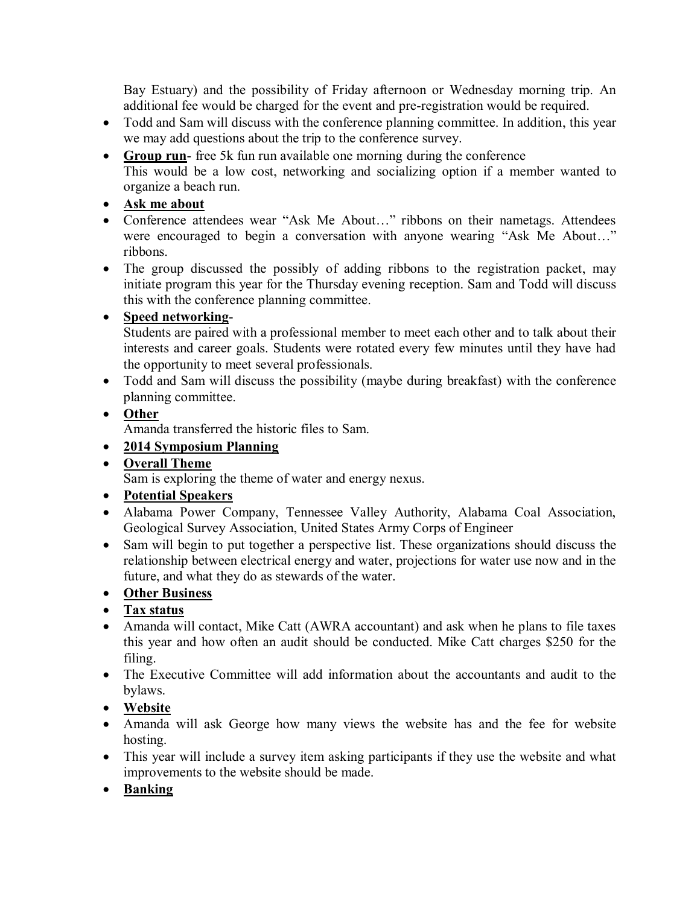Bay Estuary) and the possibility of Friday afternoon or Wednesday morning trip. An additional fee would be charged for the event and pre-registration would be required.

- Todd and Sam will discuss with the conference planning committee. In addition, this year we may add questions about the trip to the conference survey.
- **<u>Group run</u>**- free 5k fun run available one morning during the conference
  This would be a low cost, networking and socializing option if a member wanted to organize a beach run.
- **<u>Ask me about</u>**
- Conference attendees wear "Ask Me About…" ribbons on their nametags. Attendees were encouraged to begin a conversation with anyone wearing "Ask Me About…" ribbons.
- The group discussed the possibly of adding ribbons to the registration packet, may initiate program this year for the Thursday evening reception. Sam and Todd will discuss this with the conference planning committee.
- **<u>Speed networking</u>**-
  Students are paired with a professional member to meet each other and to talk about their interests and career goals. Students were rotated every few minutes until they have had the opportunity to meet several professionals.
- Todd and Sam will discuss the possibility (maybe during breakfast) with the conference planning committee.
- **<u>Other</u>**
  Amanda transferred the historic files to Sam.
- **<u>2014 Symposium Planning</u>**
- **<u>Overall Theme</u>**
  Sam is exploring the theme of water and energy nexus.
- **<u>Potential Speakers</u>**
- Alabama Power Company, Tennessee Valley Authority, Alabama Coal Association, Geological Survey Association, United States Army Corps of Engineer
- Sam will begin to put together a perspective list. These organizations should discuss the relationship between electrical energy and water, projections for water use now and in the future, and what they do as stewards of the water.
- **<u>Other Business</u>**
- **<u>Tax status</u>**
- Amanda will contact, Mike Catt (AWRA accountant) and ask when he plans to file taxes this year and how often an audit should be conducted. Mike Catt charges $250 for the filing.
- The Executive Committee will add information about the accountants and audit to the bylaws.
- **<u>Website</u>**
- Amanda will ask George how many views the website has and the fee for website hosting.
- This year will include a survey item asking participants if they use the website and what improvements to the website should be made.
- **<u>Banking</u>**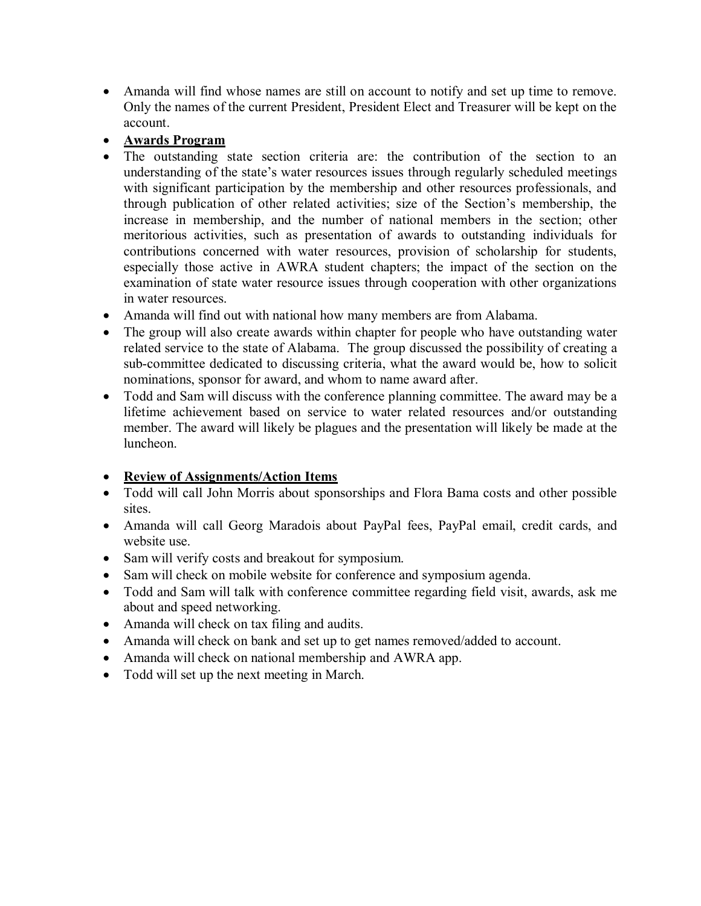- Amanda will find whose names are still on account to notify and set up time to remove. Only the names of the current President, President Elect and Treasurer will be kept on the account.
- **<u>Awards Program</u>**
- The outstanding state section criteria are: the contribution of the section to an understanding of the state's water resources issues through regularly scheduled meetings with significant participation by the membership and other resources professionals, and through publication of other related activities; size of the Section's membership, the increase in membership, and the number of national members in the section; other meritorious activities, such as presentation of awards to outstanding individuals for contributions concerned with water resources, provision of scholarship for students, especially those active in AWRA student chapters; the impact of the section on the examination of state water resource issues through cooperation with other organizations in water resources.
- Amanda will find out with national how many members are from Alabama.
- The group will also create awards within chapter for people who have outstanding water related service to the state of Alabama. The group discussed the possibility of creating a sub-committee dedicated to discussing criteria, what the award would be, how to solicit nominations, sponsor for award, and whom to name award after.
- Todd and Sam will discuss with the conference planning committee. The award may be a lifetime achievement based on service to water related resources and/or outstanding member. The award will likely be plagues and the presentation will likely be made at the luncheon.

- **<u>Review of Assignments/Action Items</u>**
- Todd will call John Morris about sponsorships and Flora Bama costs and other possible sites.
- Amanda will call Georg Maradois about PayPal fees, PayPal email, credit cards, and website use.
- Sam will verify costs and breakout for symposium.
- Sam will check on mobile website for conference and symposium agenda.
- Todd and Sam will talk with conference committee regarding field visit, awards, ask me about and speed networking.
- Amanda will check on tax filing and audits.
- Amanda will check on bank and set up to get names removed/added to account.
- Amanda will check on national membership and AWRA app.
- Todd will set up the next meeting in March.